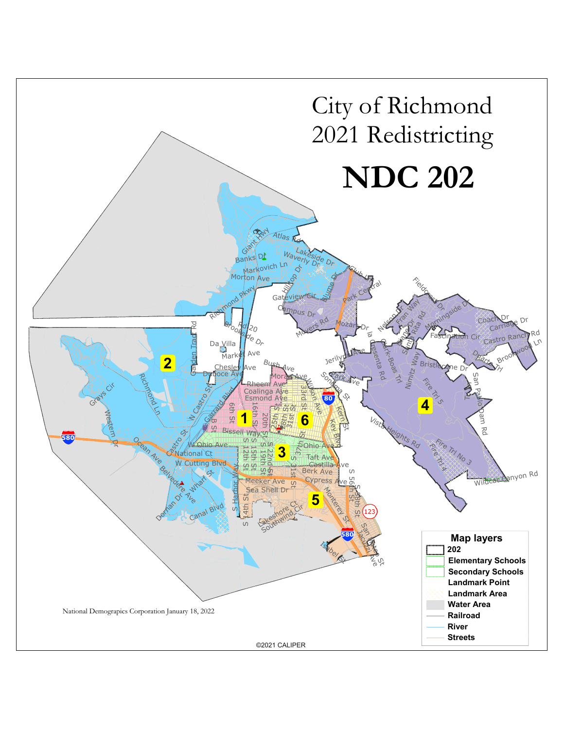# City of Richmond 2021 Redistricting

# NDC 202

Map layers

- 202
- Elementary Schools
- Secondary Schools
- Landmark Point
- Landmark Area
- Water Area
- Railroad
- River
- Streets

National Demogrpahics Corporation January 18, 2022

©2021 CALIPER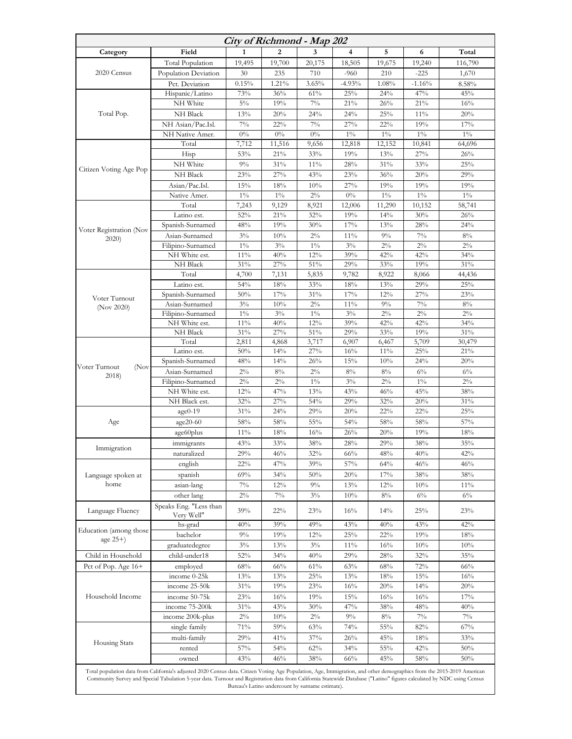# City of Richmond - Map 202

| Category | Field | 1 | 2 | 3 | 4 | 5 | 6 | Total |
|---|---|---|---|---|---|---|---|---|
| 2020 Census | Total Population | 19,495 | 19,700 | 20,175 | 18,505 | 19,675 | 19,240 | 116,790 |
| | Population Deviation | 30 | 235 | 710 | -960 | 210 | -225 | 1,670 |
| | Pct. Deviation | 0.15% | 1.21% | 3.65% | -4.93% | 1.08% | -1.16% | 8.58% |
| Total Pop. | Hispanic/Latino | 73% | 36% | 61% | 25% | 24% | 47% | 45% |
| | NH White | 5% | 19% | 7% | 21% | 26% | 21% | 16% |
| | NH Black | 13% | 20% | 24% | 24% | 25% | 11% | 20% |
| | NH Asian/Pac.Isl. | 7% | 22% | 7% | 27% | 22% | 19% | 17% |
| | NH Native Amer. | 0% | 0% | 0% | 1% | 1% | 1% | 1% |
| Citizen Voting Age Pop | Total | 7,712 | 11,516 | 9,656 | 12,818 | 12,152 | 10,841 | 64,696 |
| | Hisp | 53% | 21% | 33% | 19% | 13% | 27% | 26% |
| | NH White | 9% | 31% | 11% | 28% | 31% | 33% | 25% |
| | NH Black | 23% | 27% | 43% | 23% | 36% | 20% | 29% |
| | Asian/Pac.Isl. | 15% | 18% | 10% | 27% | 19% | 19% | 19% |
| | Native Amer. | 1% | 1% | 2% | 0% | 1% | 1% | 1% |
| Voter Registration (Nov 2020) | Total | 7,243 | 9,129 | 8,921 | 12,006 | 11,290 | 10,152 | 58,741 |
| | Latino est. | 52% | 21% | 32% | 19% | 14% | 30% | 26% |
| | Spanish-Surnamed | 48% | 19% | 30% | 17% | 13% | 28% | 24% |
| | Asian-Surnamed | 3% | 10% | 2% | 11% | 9% | 7% | 8% |
| | Filipino-Surnamed | 1% | 3% | 1% | 3% | 2% | 2% | 2% |
| | NH White est. | 11% | 40% | 12% | 39% | 42% | 42% | 34% |
| | NH Black | 31% | 27% | 51% | 29% | 33% | 19% | 31% |
| Voter Turnout (Nov 2020) | Total | 4,700 | 7,131 | 5,835 | 9,782 | 8,922 | 8,066 | 44,436 |
| | Latino est. | 54% | 18% | 33% | 18% | 13% | 29% | 25% |
| | Spanish-Surnamed | 50% | 17% | 31% | 17% | 12% | 27% | 23% |
| | Asian-Surnamed | 3% | 10% | 2% | 11% | 9% | 7% | 8% |
| | Filipino-Surnamed | 1% | 3% | 1% | 3% | 2% | 2% | 2% |
| | NH White est. | 11% | 40% | 12% | 39% | 42% | 42% | 34% |
| | NH Black | 31% | 27% | 51% | 29% | 33% | 19% | 31% |
| Voter Turnout (Nov 2018) | Total | 2,811 | 4,868 | 3,717 | 6,907 | 6,467 | 5,709 | 30,479 |
| | Latino est. | 50% | 14% | 27% | 16% | 11% | 25% | 21% |
| | Spanish-Surnamed | 48% | 14% | 26% | 15% | 10% | 24% | 20% |
| | Asian-Surnamed | 2% | 8% | 2% | 8% | 8% | 6% | 6% |
| | Filipino-Surnamed | 2% | 2% | 1% | 3% | 2% | 1% | 2% |
| | NH White est. | 12% | 47% | 13% | 43% | 46% | 45% | 38% |
| | NH Black est. | 32% | 27% | 54% | 29% | 32% | 20% | 31% |
| Age | age0-19 | 31% | 24% | 29% | 20% | 22% | 22% | 25% |
| | age20-60 | 58% | 58% | 55% | 54% | 58% | 58% | 57% |
| | age60plus | 11% | 18% | 16% | 26% | 20% | 19% | 18% |
| Immigration | immigrants | 43% | 33% | 38% | 28% | 29% | 38% | 35% |
| | naturalized | 29% | 46% | 32% | 66% | 48% | 40% | 42% |
| Language spoken at home | english | 22% | 47% | 39% | 57% | 64% | 46% | 46% |
| | spanish | 69% | 34% | 50% | 20% | 17% | 38% | 38% |
| | asian-lang | 7% | 12% | 9% | 13% | 12% | 10% | 11% |
| | other lang | 2% | 7% | 3% | 10% | 8% | 6% | 6% |
| Language Fluency | Speaks Eng. "Less than Very Well" | 39% | 22% | 23% | 16% | 14% | 25% | 23% |
| Education (among those age 25+) | hs-grad | 40% | 39% | 49% | 43% | 40% | 43% | 42% |
| | bachelor | 9% | 19% | 12% | 25% | 22% | 19% | 18% |
| | graduatedegree | 3% | 13% | 3% | 11% | 16% | 10% | 10% |
| Child in Household | child-under18 | 52% | 34% | 40% | 29% | 28% | 32% | 35% |
| Pct of Pop. Age 16+ | employed | 68% | 66% | 61% | 63% | 68% | 72% | 66% |
| Household Income | income 0-25k | 13% | 13% | 25% | 13% | 18% | 15% | 16% |
| | income 25-50k | 31% | 19% | 23% | 16% | 20% | 14% | 20% |
| | income 50-75k | 23% | 16% | 19% | 15% | 16% | 16% | 17% |
| | income 75-200k | 31% | 43% | 30% | 47% | 38% | 48% | 40% |
| | income 200k-plus | 2% | 10% | 2% | 9% | 8% | 7% | 7% |
| Housing Stats | single family | 71% | 59% | 63% | 74% | 55% | 82% | 67% |
| | multi-family | 29% | 41% | 37% | 26% | 45% | 18% | 33% |
| | rented | 57% | 54% | 62% | 34% | 55% | 42% | 50% |
| | owned | 43% | 46% | 38% | 66% | 45% | 58% | 50% |

Total population data from California's adjusted 2020 Census data. Citizen Voting Age Population, Age, Immigration, and other demographics from the 2015-2019 American Community Survey and Special Tabulation 5-year data. Turnout and Registration data from California Statewide Database ("Latino" figures calculated by NDC using Census Bureau's Latino undercount by surname estimate).